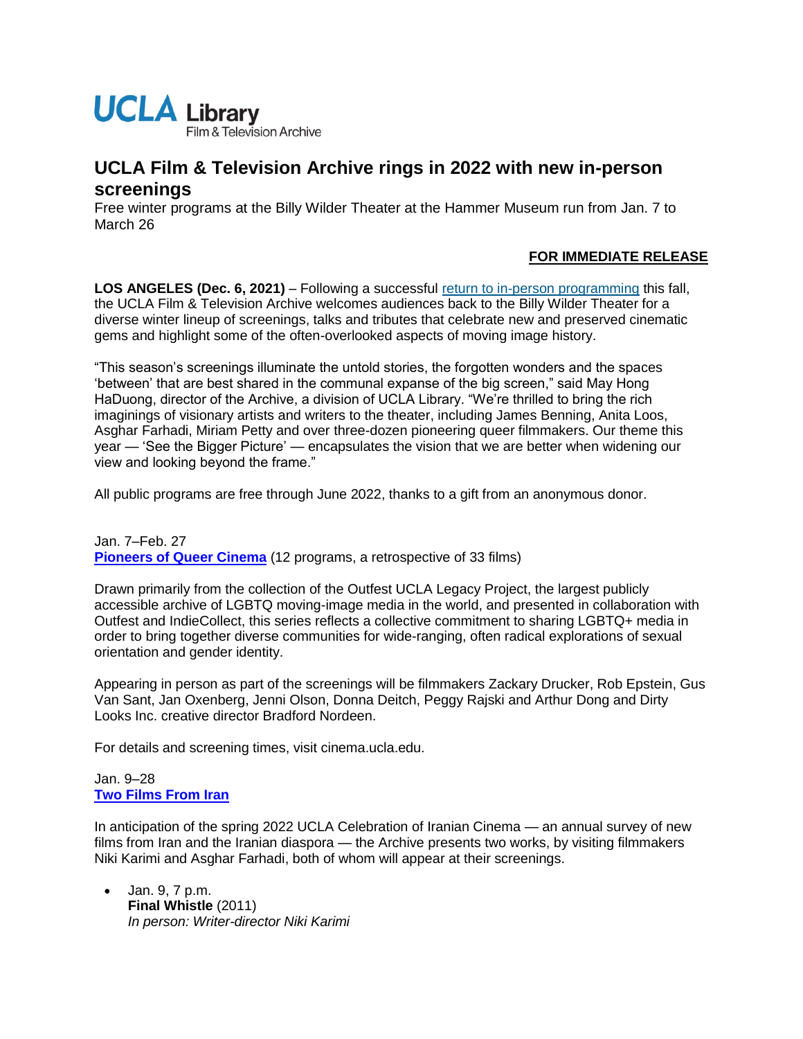UCLA Library
Film & Television Archive

# UCLA Film & Television Archive rings in 2022 with new in-person screenings

Free winter programs at the Billy Wilder Theater at the Hammer Museum run from Jan. 7 to March 26

**FOR IMMEDIATE RELEASE**

**LOS ANGELES (Dec. 6, 2021)** – Following a successful return to in-person programming this fall, the UCLA Film & Television Archive welcomes audiences back to the Billy Wilder Theater for a diverse winter lineup of screenings, talks and tributes that celebrate new and preserved cinematic gems and highlight some of the often-overlooked aspects of moving image history.

"This season's screenings illuminate the untold stories, the forgotten wonders and the spaces 'between' that are best shared in the communal expanse of the big screen," said May Hong HaDuong, director of the Archive, a division of UCLA Library. "We're thrilled to bring the rich imaginings of visionary artists and writers to the theater, including James Benning, Anita Loos, Asghar Farhadi, Miriam Petty and over three-dozen pioneering queer filmmakers. Our theme this year — 'See the Bigger Picture' — encapsulates the vision that we are better when widening our view and looking beyond the frame."

All public programs are free through June 2022, thanks to a gift from an anonymous donor.

Jan. 7–Feb. 27
**Pioneers of Queer Cinema** (12 programs, a retrospective of 33 films)

Drawn primarily from the collection of the Outfest UCLA Legacy Project, the largest publicly accessible archive of LGBTQ moving-image media in the world, and presented in collaboration with Outfest and IndieCollect, this series reflects a collective commitment to sharing LGBTQ+ media in order to bring together diverse communities for wide-ranging, often radical explorations of sexual orientation and gender identity.

Appearing in person as part of the screenings will be filmmakers Zackary Drucker, Rob Epstein, Gus Van Sant, Jan Oxenberg, Jenni Olson, Donna Deitch, Peggy Rajski and Arthur Dong and Dirty Looks Inc. creative director Bradford Nordeen.

For details and screening times, visit cinema.ucla.edu.

Jan. 9–28
**Two Films From Iran**

In anticipation of the spring 2022 UCLA Celebration of Iranian Cinema — an annual survey of new films from Iran and the Iranian diaspora — the Archive presents two works, by visiting filmmakers Niki Karimi and Asghar Farhadi, both of whom will appear at their screenings.

- Jan. 9, 7 p.m.
  **Final Whistle** (2011)
  *In person: Writer-director Niki Karimi*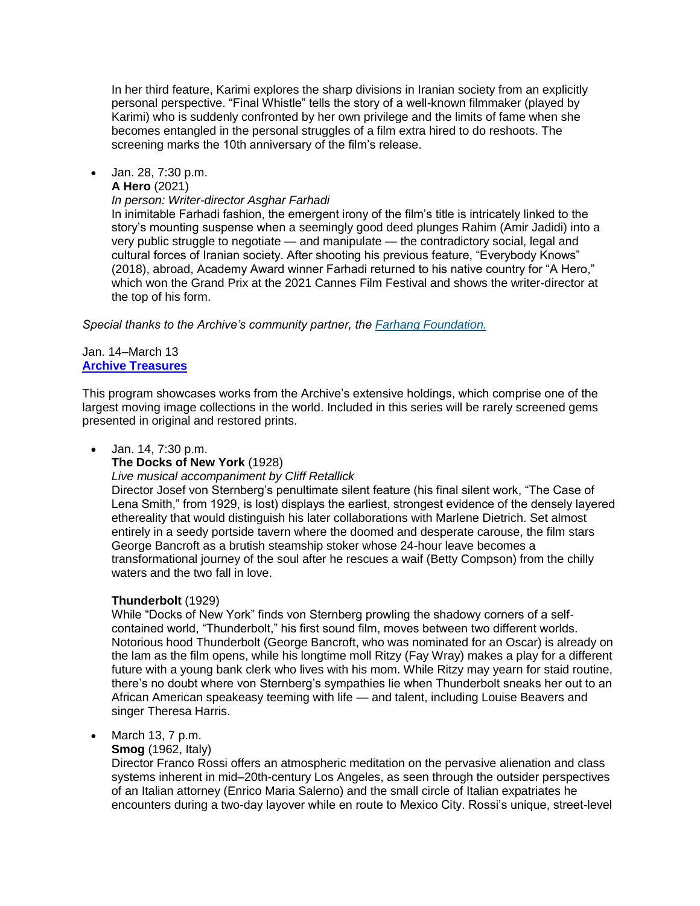In her third feature, Karimi explores the sharp divisions in Iranian society from an explicitly personal perspective. “Final Whistle” tells the story of a well-known filmmaker (played by Karimi) who is suddenly confronted by her own privilege and the limits of fame when she becomes entangled in the personal struggles of a film extra hired to do reshoots. The screening marks the 10th anniversary of the film’s release.

- Jan. 28, 7:30 p.m.
  **A Hero** (2021)
  *In person: Writer-director Asghar Farhadi*
  In inimitable Farhadi fashion, the emergent irony of the film’s title is intricately linked to the story’s mounting suspense when a seemingly good deed plunges Rahim (Amir Jadidi) into a very public struggle to negotiate — and manipulate — the contradictory social, legal and cultural forces of Iranian society. After shooting his previous feature, “Everybody Knows” (2018), abroad, Academy Award winner Farhadi returned to his native country for “A Hero,” which won the Grand Prix at the 2021 Cannes Film Festival and shows the writer-director at the top of his form.

*Special thanks to the Archive’s community partner, the [Farhang Foundation.]()*

Jan. 14–March 13
**[Archive Treasures]()**

This program showcases works from the Archive’s extensive holdings, which comprise one of the largest moving image collections in the world. Included in this series will be rarely screened gems presented in original and restored prints.

- Jan. 14, 7:30 p.m.
  **The Docks of New York** (1928)
  *Live musical accompaniment by Cliff Retallick*
  Director Josef von Sternberg’s penultimate silent feature (his final silent work, “The Case of Lena Smith,” from 1929, is lost) displays the earliest, strongest evidence of the densely layered ethereality that would distinguish his later collaborations with Marlene Dietrich. Set almost entirely in a seedy portside tavern where the doomed and desperate carouse, the film stars George Bancroft as a brutish steamship stoker whose 24-hour leave becomes a transformational journey of the soul after he rescues a waif (Betty Compson) from the chilly waters and the two fall in love.

  **Thunderbolt** (1929)
  While “Docks of New York” finds von Sternberg prowling the shadowy corners of a self-contained world, “Thunderbolt,” his first sound film, moves between two different worlds. Notorious hood Thunderbolt (George Bancroft, who was nominated for an Oscar) is already on the lam as the film opens, while his longtime moll Ritzy (Fay Wray) makes a play for a different future with a young bank clerk who lives with his mom. While Ritzy may yearn for staid routine, there’s no doubt where von Sternberg’s sympathies lie when Thunderbolt sneaks her out to an African American speakeasy teeming with life — and talent, including Louise Beavers and singer Theresa Harris.

- March 13, 7 p.m.
  **Smog** (1962, Italy)
  Director Franco Rossi offers an atmospheric meditation on the pervasive alienation and class systems inherent in mid–20th-century Los Angeles, as seen through the outsider perspectives of an Italian attorney (Enrico Maria Salerno) and the small circle of Italian expatriates he encounters during a two-day layover while en route to Mexico City. Rossi’s unique, street-level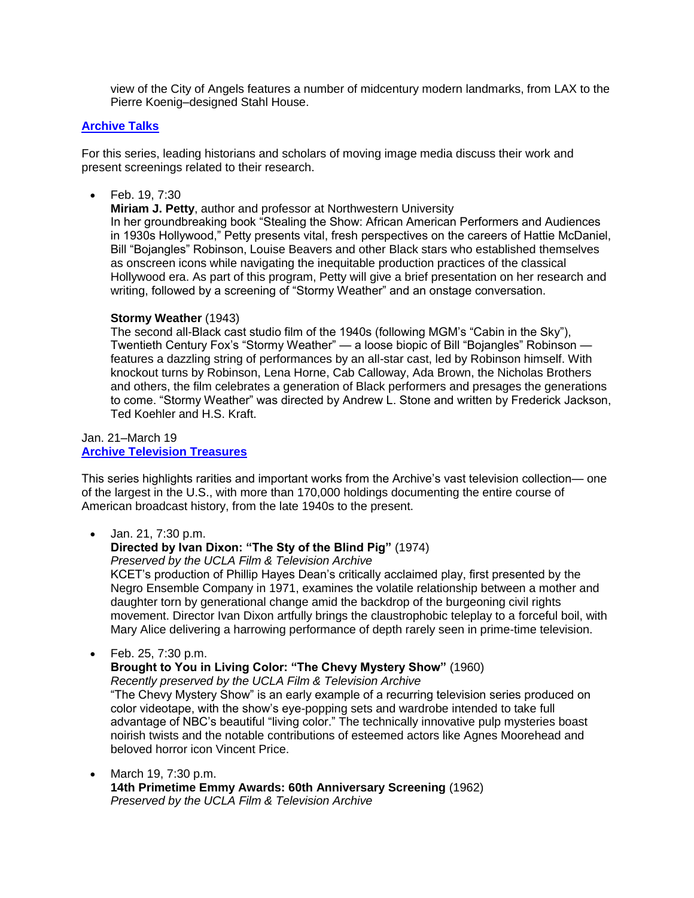view of the City of Angels features a number of midcentury modern landmarks, from LAX to the Pierre Koenig–designed Stahl House.

**Archive Talks**

For this series, leading historians and scholars of moving image media discuss their work and present screenings related to their research.

- Feb. 19, 7:30

  **Miriam J. Petty**, author and professor at Northwestern University
  In her groundbreaking book "Stealing the Show: African American Performers and Audiences in 1930s Hollywood," Petty presents vital, fresh perspectives on the careers of Hattie McDaniel, Bill "Bojangles" Robinson, Louise Beavers and other Black stars who established themselves as onscreen icons while navigating the inequitable production practices of the classical Hollywood era. As part of this program, Petty will give a brief presentation on her research and writing, followed by a screening of "Stormy Weather" and an onstage conversation.

  **Stormy Weather** (1943)
  The second all-Black cast studio film of the 1940s (following MGM's "Cabin in the Sky"), Twentieth Century Fox's "Stormy Weather" — a loose biopic of Bill "Bojangles" Robinson — features a dazzling string of performances by an all-star cast, led by Robinson himself. With knockout turns by Robinson, Lena Horne, Cab Calloway, Ada Brown, the Nicholas Brothers and others, the film celebrates a generation of Black performers and presages the generations to come. "Stormy Weather" was directed by Andrew L. Stone and written by Frederick Jackson, Ted Koehler and H.S. Kraft.

Jan. 21–March 19
**Archive Television Treasures**

This series highlights rarities and important works from the Archive's vast television collection— one of the largest in the U.S., with more than 170,000 holdings documenting the entire course of American broadcast history, from the late 1940s to the present.

- Jan. 21, 7:30 p.m.

  **Directed by Ivan Dixon: "The Sty of the Blind Pig"** (1974)
  *Preserved by the UCLA Film & Television Archive*
  KCET's production of Phillip Hayes Dean's critically acclaimed play, first presented by the Negro Ensemble Company in 1971, examines the volatile relationship between a mother and daughter torn by generational change amid the backdrop of the burgeoning civil rights movement. Director Ivan Dixon artfully brings the claustrophobic teleplay to a forceful boil, with Mary Alice delivering a harrowing performance of depth rarely seen in prime-time television.

- Feb. 25, 7:30 p.m.

  **Brought to You in Living Color: "The Chevy Mystery Show"** (1960)
  *Recently preserved by the UCLA Film & Television Archive*
  "The Chevy Mystery Show" is an early example of a recurring television series produced on color videotape, with the show's eye-popping sets and wardrobe intended to take full advantage of NBC's beautiful "living color." The technically innovative pulp mysteries boast noirish twists and the notable contributions of esteemed actors like Agnes Moorehead and beloved horror icon Vincent Price.

- March 19, 7:30 p.m.

  **14th Primetime Emmy Awards: 60th Anniversary Screening** (1962)
  *Preserved by the UCLA Film & Television Archive*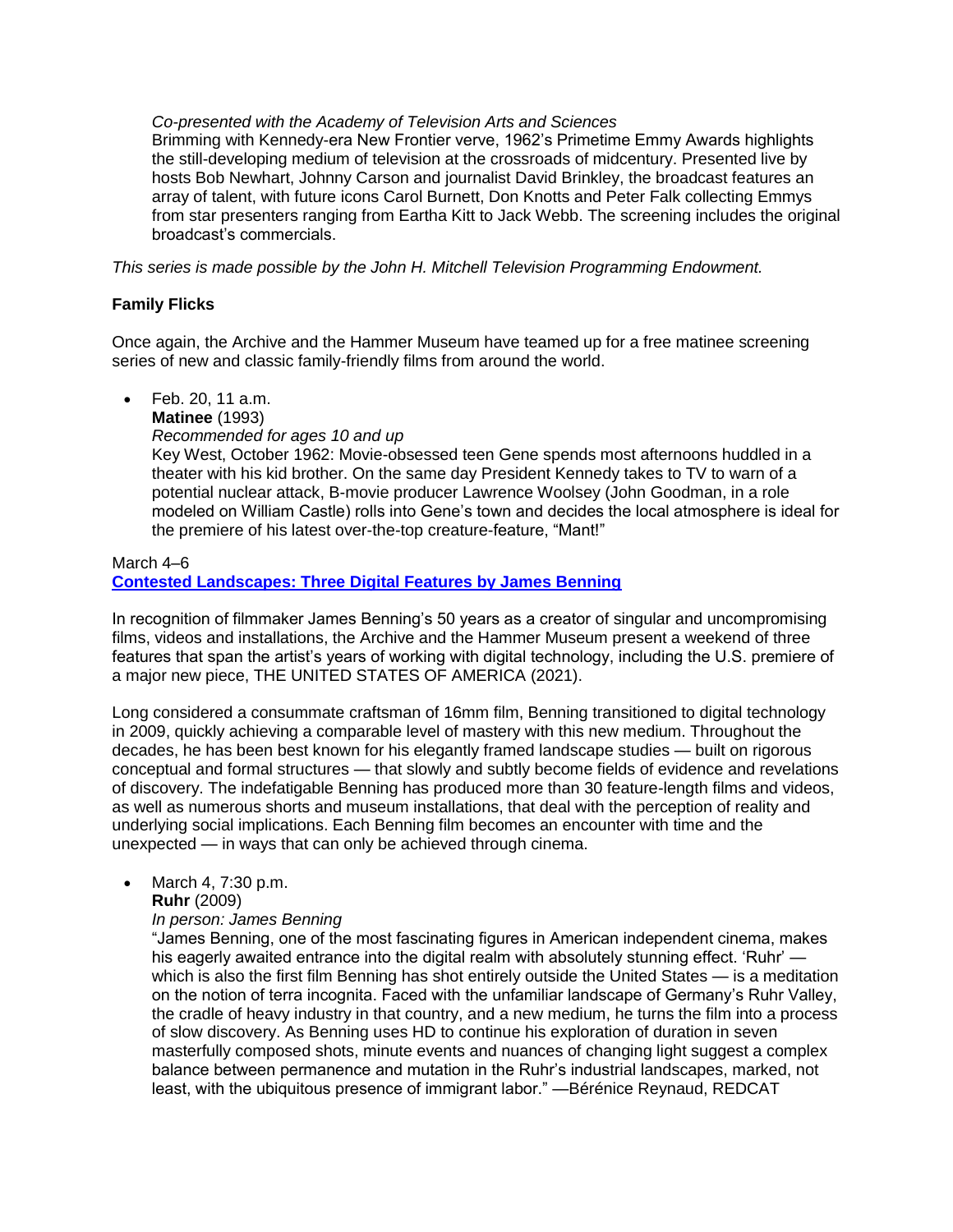*Co-presented with the Academy of Television Arts and Sciences*
Brimming with Kennedy-era New Frontier verve, 1962's Primetime Emmy Awards highlights the still-developing medium of television at the crossroads of midcentury. Presented live by hosts Bob Newhart, Johnny Carson and journalist David Brinkley, the broadcast features an array of talent, with future icons Carol Burnett, Don Knotts and Peter Falk collecting Emmys from star presenters ranging from Eartha Kitt to Jack Webb. The screening includes the original broadcast's commercials.

*This series is made possible by the John H. Mitchell Television Programming Endowment.*

**Family Flicks**

Once again, the Archive and the Hammer Museum have teamed up for a free matinee screening series of new and classic family-friendly films from around the world.

- Feb. 20, 11 a.m.
  **Matinee** (1993)
  *Recommended for ages 10 and up*
  Key West, October 1962: Movie-obsessed teen Gene spends most afternoons huddled in a theater with his kid brother. On the same day President Kennedy takes to TV to warn of a potential nuclear attack, B-movie producer Lawrence Woolsey (John Goodman, in a role modeled on William Castle) rolls into Gene's town and decides the local atmosphere is ideal for the premiere of his latest over-the-top creature-feature, "Mant!"

March 4–6
**Contested Landscapes: Three Digital Features by James Benning**

In recognition of filmmaker James Benning's 50 years as a creator of singular and uncompromising films, videos and installations, the Archive and the Hammer Museum present a weekend of three features that span the artist's years of working with digital technology, including the U.S. premiere of a major new piece, THE UNITED STATES OF AMERICA (2021).

Long considered a consummate craftsman of 16mm film, Benning transitioned to digital technology in 2009, quickly achieving a comparable level of mastery with this new medium. Throughout the decades, he has been best known for his elegantly framed landscape studies — built on rigorous conceptual and formal structures — that slowly and subtly become fields of evidence and revelations of discovery. The indefatigable Benning has produced more than 30 feature-length films and videos, as well as numerous shorts and museum installations, that deal with the perception of reality and underlying social implications. Each Benning film becomes an encounter with time and the unexpected — in ways that can only be achieved through cinema.

- March 4, 7:30 p.m.
  **Ruhr** (2009)
  *In person: James Benning*
  "James Benning, one of the most fascinating figures in American independent cinema, makes his eagerly awaited entrance into the digital realm with absolutely stunning effect. 'Ruhr' — which is also the first film Benning has shot entirely outside the United States — is a meditation on the notion of terra incognita. Faced with the unfamiliar landscape of Germany's Ruhr Valley, the cradle of heavy industry in that country, and a new medium, he turns the film into a process of slow discovery. As Benning uses HD to continue his exploration of duration in seven masterfully composed shots, minute events and nuances of changing light suggest a complex balance between permanence and mutation in the Ruhr's industrial landscapes, marked, not least, with the ubiquitous presence of immigrant labor." —Bérénice Reynaud, REDCAT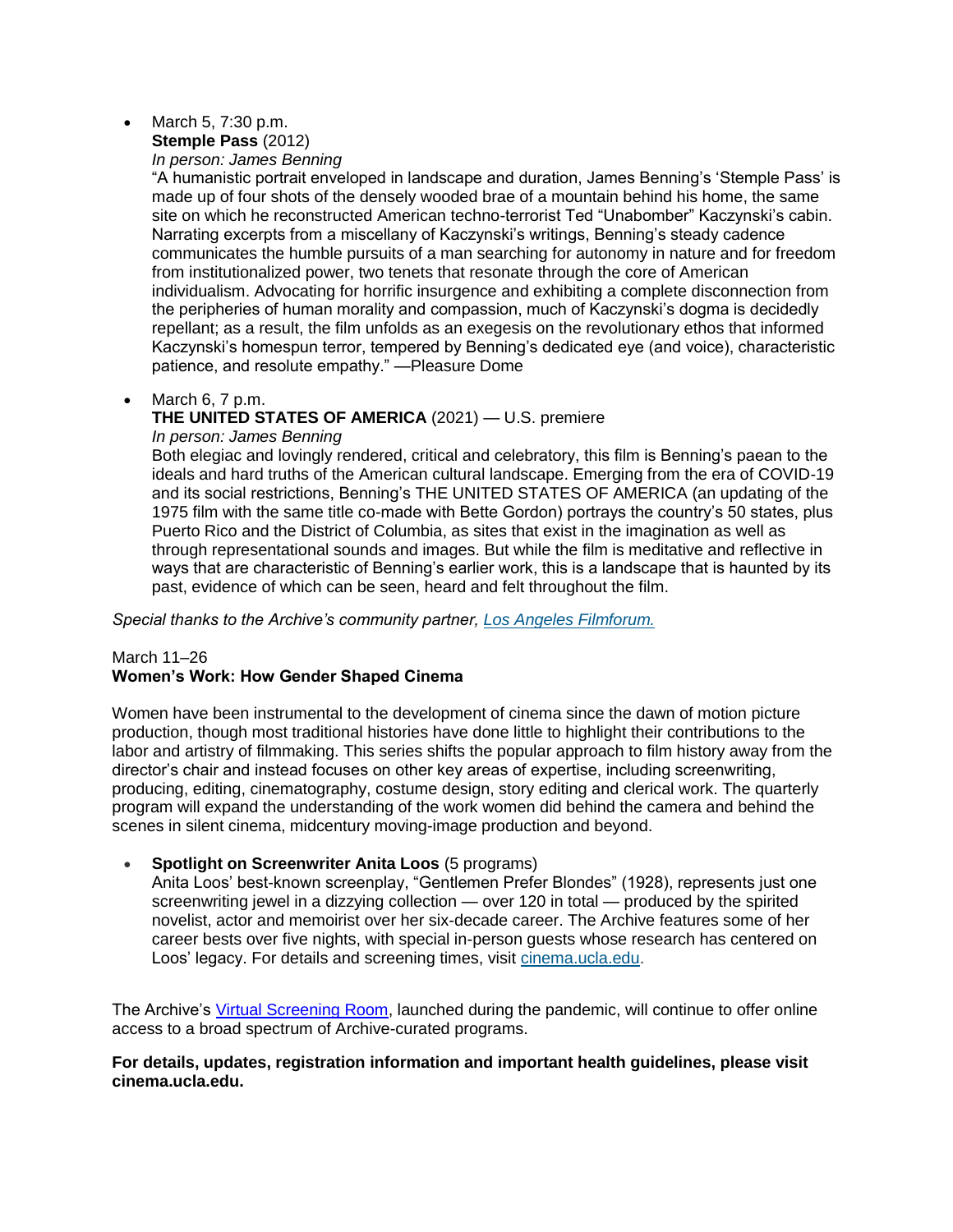- March 5, 7:30 p.m.
  **Stemple Pass** (2012)
  *In person: James Benning*
  "A humanistic portrait enveloped in landscape and duration, James Benning's 'Stemple Pass' is made up of four shots of the densely wooded brae of a mountain behind his home, the same site on which he reconstructed American techno-terrorist Ted "Unabomber" Kaczynski's cabin. Narrating excerpts from a miscellany of Kaczynski's writings, Benning's steady cadence communicates the humble pursuits of a man searching for autonomy in nature and for freedom from institutionalized power, two tenets that resonate through the core of American individualism. Advocating for horrific insurgence and exhibiting a complete disconnection from the peripheries of human morality and compassion, much of Kaczynski's dogma is decidedly repellant; as a result, the film unfolds as an exegesis on the revolutionary ethos that informed Kaczynski's homespun terror, tempered by Benning's dedicated eye (and voice), characteristic patience, and resolute empathy." —Pleasure Dome

- March 6, 7 p.m.
  **THE UNITED STATES OF AMERICA** (2021) — U.S. premiere
  *In person: James Benning*
  Both elegiac and lovingly rendered, critical and celebratory, this film is Benning's paean to the ideals and hard truths of the American cultural landscape. Emerging from the era of COVID-19 and its social restrictions, Benning's THE UNITED STATES OF AMERICA (an updating of the 1975 film with the same title co-made with Bette Gordon) portrays the country's 50 states, plus Puerto Rico and the District of Columbia, as sites that exist in the imagination as well as through representational sounds and images. But while the film is meditative and reflective in ways that are characteristic of Benning's earlier work, this is a landscape that is haunted by its past, evidence of which can be seen, heard and felt throughout the film.

*Special thanks to the Archive's community partner, Los Angeles Filmforum.*

March 11–26
**Women's Work: How Gender Shaped Cinema**

Women have been instrumental to the development of cinema since the dawn of motion picture production, though most traditional histories have done little to highlight their contributions to the labor and artistry of filmmaking. This series shifts the popular approach to film history away from the director's chair and instead focuses on other key areas of expertise, including screenwriting, producing, editing, cinematography, costume design, story editing and clerical work. The quarterly program will expand the understanding of the work women did behind the camera and behind the scenes in silent cinema, midcentury moving-image production and beyond.

- **Spotlight on Screenwriter Anita Loos** (5 programs)
  Anita Loos' best-known screenplay, "Gentlemen Prefer Blondes" (1928), represents just one screenwriting jewel in a dizzying collection — over 120 in total — produced by the spirited novelist, actor and memoirist over her six-decade career. The Archive features some of her career bests over five nights, with special in-person guests whose research has centered on Loos' legacy. For details and screening times, visit cinema.ucla.edu.

The Archive's Virtual Screening Room, launched during the pandemic, will continue to offer online access to a broad spectrum of Archive-curated programs.

**For details, updates, registration information and important health guidelines, please visit cinema.ucla.edu.**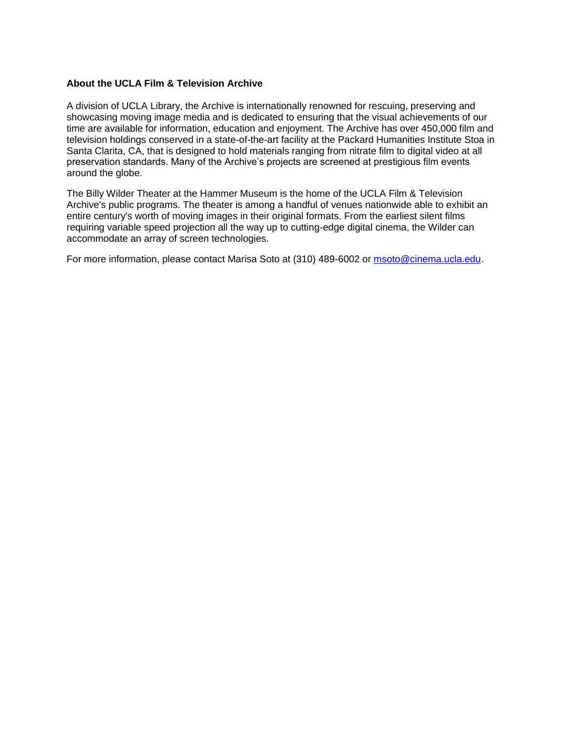**About the UCLA Film & Television Archive**

A division of UCLA Library, the Archive is internationally renowned for rescuing, preserving and showcasing moving image media and is dedicated to ensuring that the visual achievements of our time are available for information, education and enjoyment. The Archive has over 450,000 film and television holdings conserved in a state-of-the-art facility at the Packard Humanities Institute Stoa in Santa Clarita, CA, that is designed to hold materials ranging from nitrate film to digital video at all preservation standards. Many of the Archive's projects are screened at prestigious film events around the globe.

The Billy Wilder Theater at the Hammer Museum is the home of the UCLA Film & Television Archive's public programs. The theater is among a handful of venues nationwide able to exhibit an entire century's worth of moving images in their original formats. From the earliest silent films requiring variable speed projection all the way up to cutting-edge digital cinema, the Wilder can accommodate an array of screen technologies.

For more information, please contact Marisa Soto at (310) 489-6002 or [msoto@cinema.ucla.edu](mailto:msoto@cinema.ucla.edu).